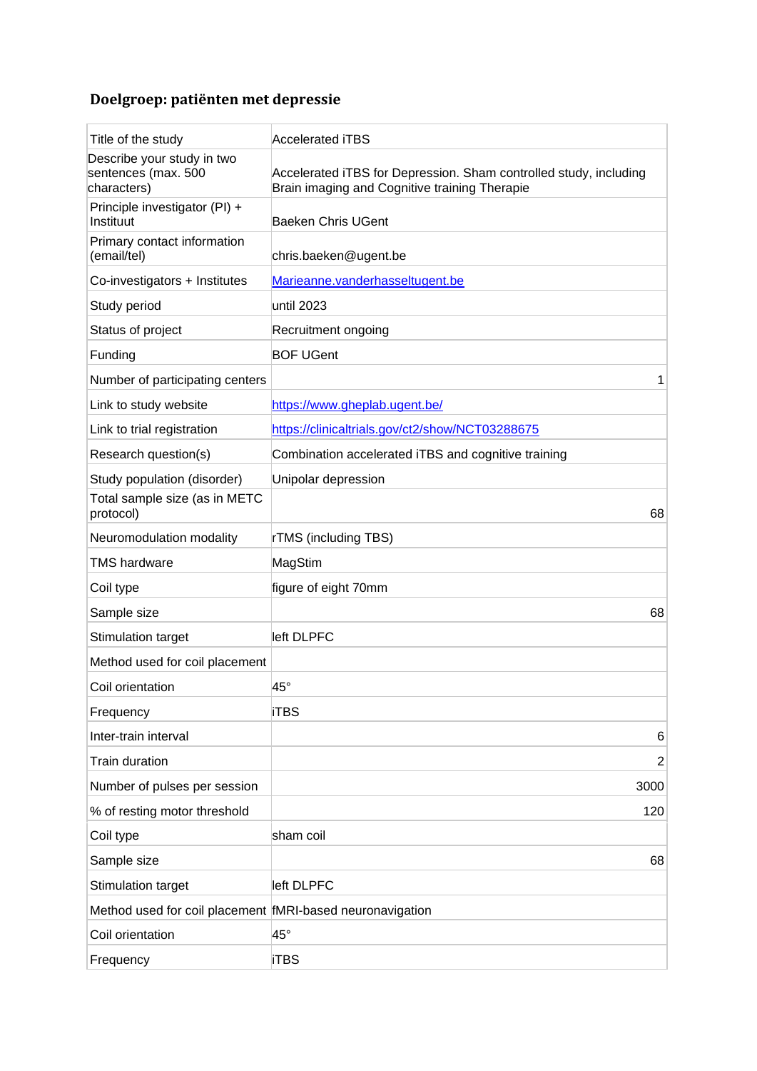## Doelgroep: patiënten met depressie

| Title of the study | Accelerated iTBS |
|---|---|
| Describe your study in two sentences (max. 500 characters) | Accelerated iTBS for Depression. Sham controlled study, including Brain imaging and Cognitive training Therapie |
| Principle investigator (PI) + Instituut | Baeken Chris UGent |
| Primary contact information (email/tel) | chris.baeken@ugent.be |
| Co-investigators + Institutes | Marieanne.vanderhasseltugent.be |
| Study period | until 2023 |
| Status of project | Recruitment ongoing |
| Funding | BOF UGent |
| Number of participating centers | 1 |
| Link to study website | https://www.gheplab.ugent.be/ |
| Link to trial registration | https://clinicaltrials.gov/ct2/show/NCT03288675 |
| Research question(s) | Combination accelerated iTBS and cognitive training |
| Study population (disorder) | Unipolar depression |
| Total sample size (as in METC protocol) | 68 |
| Neuromodulation modality | rTMS (including TBS) |
| TMS hardware | MagStim |
| Coil type | figure of eight 70mm |
| Sample size | 68 |
| Stimulation target | left DLPFC |
| Method used for coil placement | |
| Coil orientation | 45° |
| Frequency | iTBS |
| Inter-train interval | 6 |
| Train duration | 2 |
| Number of pulses per session | 3000 |
| % of resting motor threshold | 120 |
| Coil type | sham coil |
| Sample size | 68 |
| Stimulation target | left DLPFC |
| Method used for coil placement | fMRI-based neuronavigation |
| Coil orientation | 45° |
| Frequency | iTBS |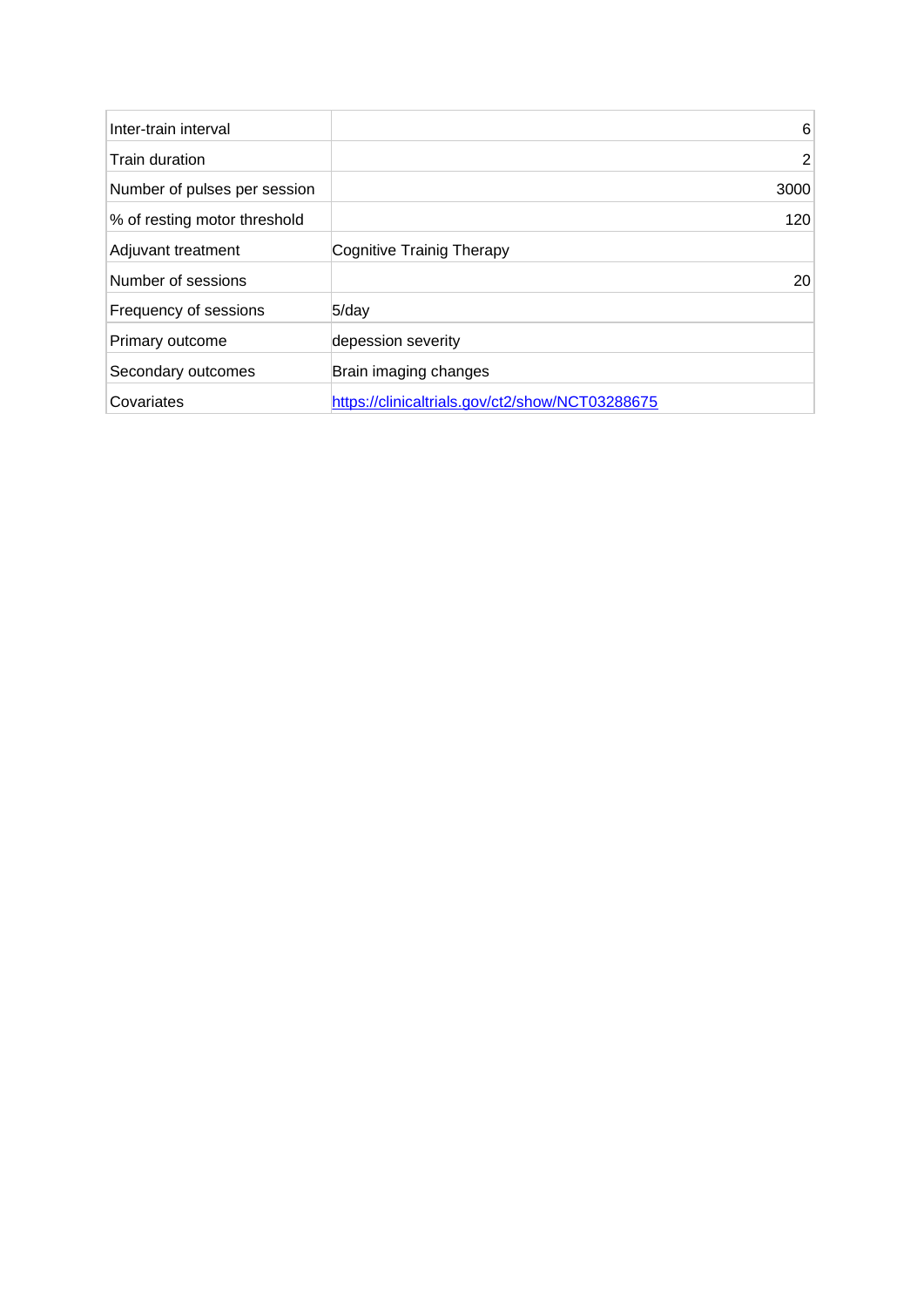| | |
|---|---|
| Inter-train interval | 6 |
| Train duration | 2 |
| Number of pulses per session | 3000 |
| % of resting motor threshold | 120 |
| Adjuvant treatment | Cognitive Trainig Therapy |
| Number of sessions | 20 |
| Frequency of sessions | 5/day |
| Primary outcome | depession severity |
| Secondary outcomes | Brain imaging changes |
| Covariates | https://clinicaltrials.gov/ct2/show/NCT03288675 |